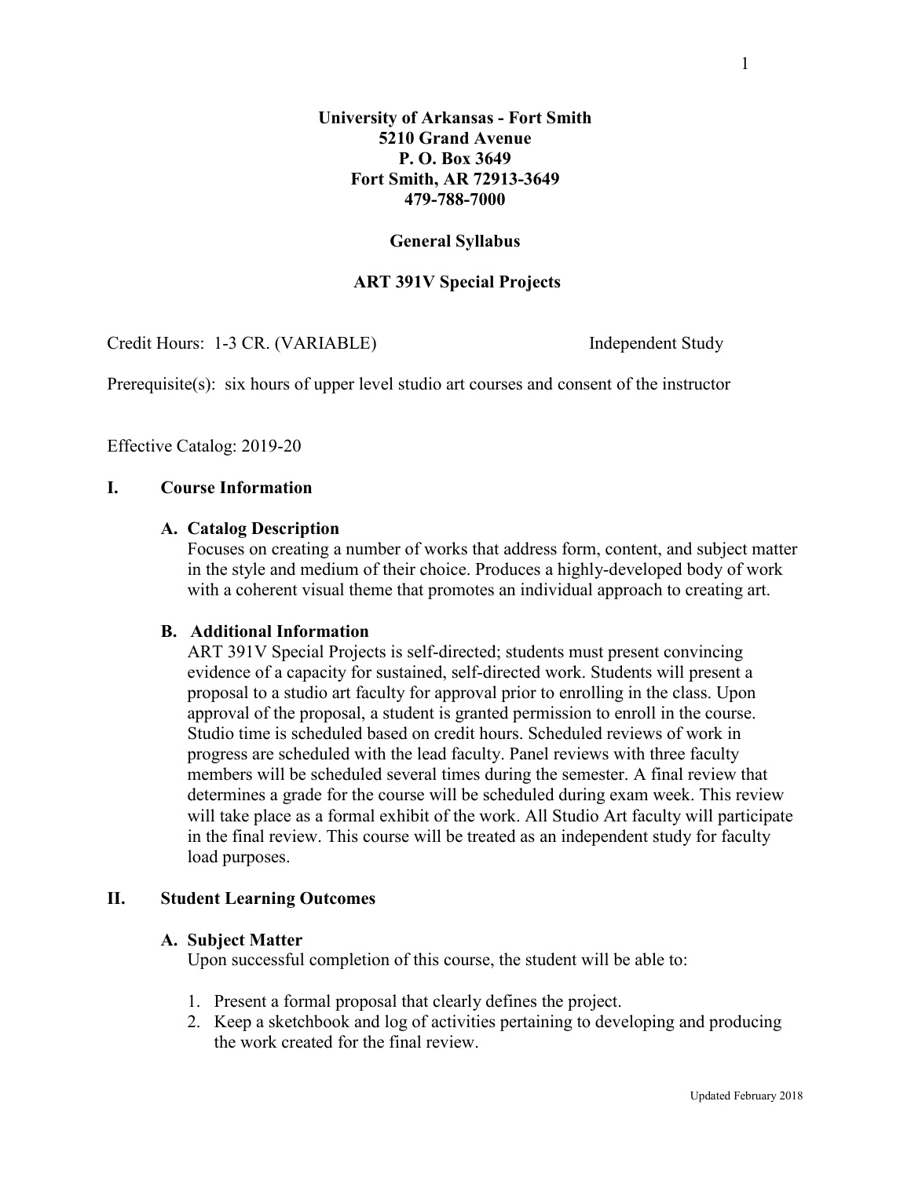**University of Arkansas - Fort Smith**
**5210 Grand Avenue**
**P. O. Box 3649**
**Fort Smith, AR 72913-3649**
**479-788-7000**

**General Syllabus**

**ART 391V Special Projects**

Credit Hours: 1-3 CR. (VARIABLE) Independent Study

Prerequisite(s): six hours of upper level studio art courses and consent of the instructor

Effective Catalog: 2019-20

## I. Course Information

### A. Catalog Description

Focuses on creating a number of works that address form, content, and subject matter in the style and medium of their choice. Produces a highly-developed body of work with a coherent visual theme that promotes an individual approach to creating art.

### B. Additional Information

ART 391V Special Projects is self-directed; students must present convincing evidence of a capacity for sustained, self-directed work. Students will present a proposal to a studio art faculty for approval prior to enrolling in the class. Upon approval of the proposal, a student is granted permission to enroll in the course. Studio time is scheduled based on credit hours. Scheduled reviews of work in progress are scheduled with the lead faculty. Panel reviews with three faculty members will be scheduled several times during the semester. A final review that determines a grade for the course will be scheduled during exam week. This review will take place as a formal exhibit of the work. All Studio Art faculty will participate in the final review. This course will be treated as an independent study for faculty load purposes.

## II. Student Learning Outcomes

### A. Subject Matter

Upon successful completion of this course, the student will be able to:

1. Present a formal proposal that clearly defines the project.
2. Keep a sketchbook and log of activities pertaining to developing and producing the work created for the final review.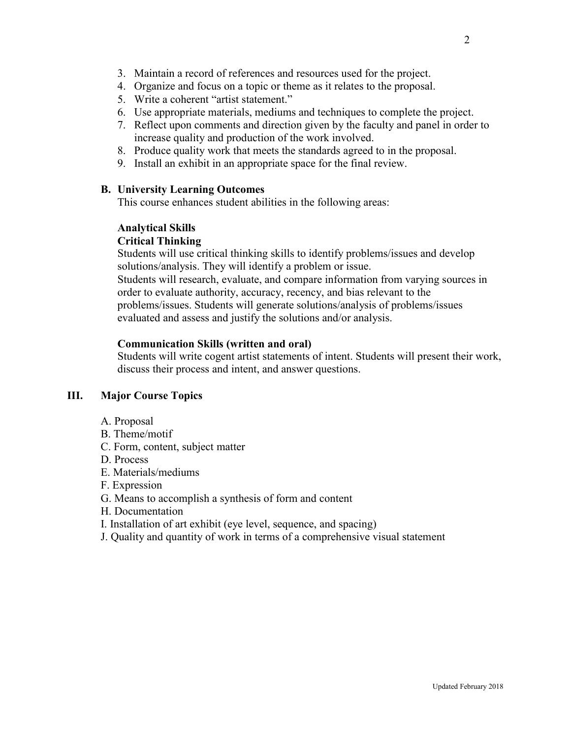3. Maintain a record of references and resources used for the project.
4. Organize and focus on a topic or theme as it relates to the proposal.
5. Write a coherent "artist statement."
6. Use appropriate materials, mediums and techniques to complete the project.
7. Reflect upon comments and direction given by the faculty and panel in order to increase quality and production of the work involved.
8. Produce quality work that meets the standards agreed to in the proposal.
9. Install an exhibit in an appropriate space for the final review.

### B. University Learning Outcomes

This course enhances student abilities in the following areas:

**Analytical Skills**
**Critical Thinking**

Students will use critical thinking skills to identify problems/issues and develop solutions/analysis. They will identify a problem or issue.
Students will research, evaluate, and compare information from varying sources in order to evaluate authority, accuracy, recency, and bias relevant to the problems/issues. Students will generate solutions/analysis of problems/issues evaluated and assess and justify the solutions and/or analysis.

**Communication Skills (written and oral)**

Students will write cogent artist statements of intent. Students will present their work, discuss their process and intent, and answer questions.

## III. Major Course Topics

A. Proposal
B. Theme/motif
C. Form, content, subject matter
D. Process
E. Materials/mediums
F. Expression
G. Means to accomplish a synthesis of form and content
H. Documentation
I. Installation of art exhibit (eye level, sequence, and spacing)
J. Quality and quantity of work in terms of a comprehensive visual statement

Updated February 2018